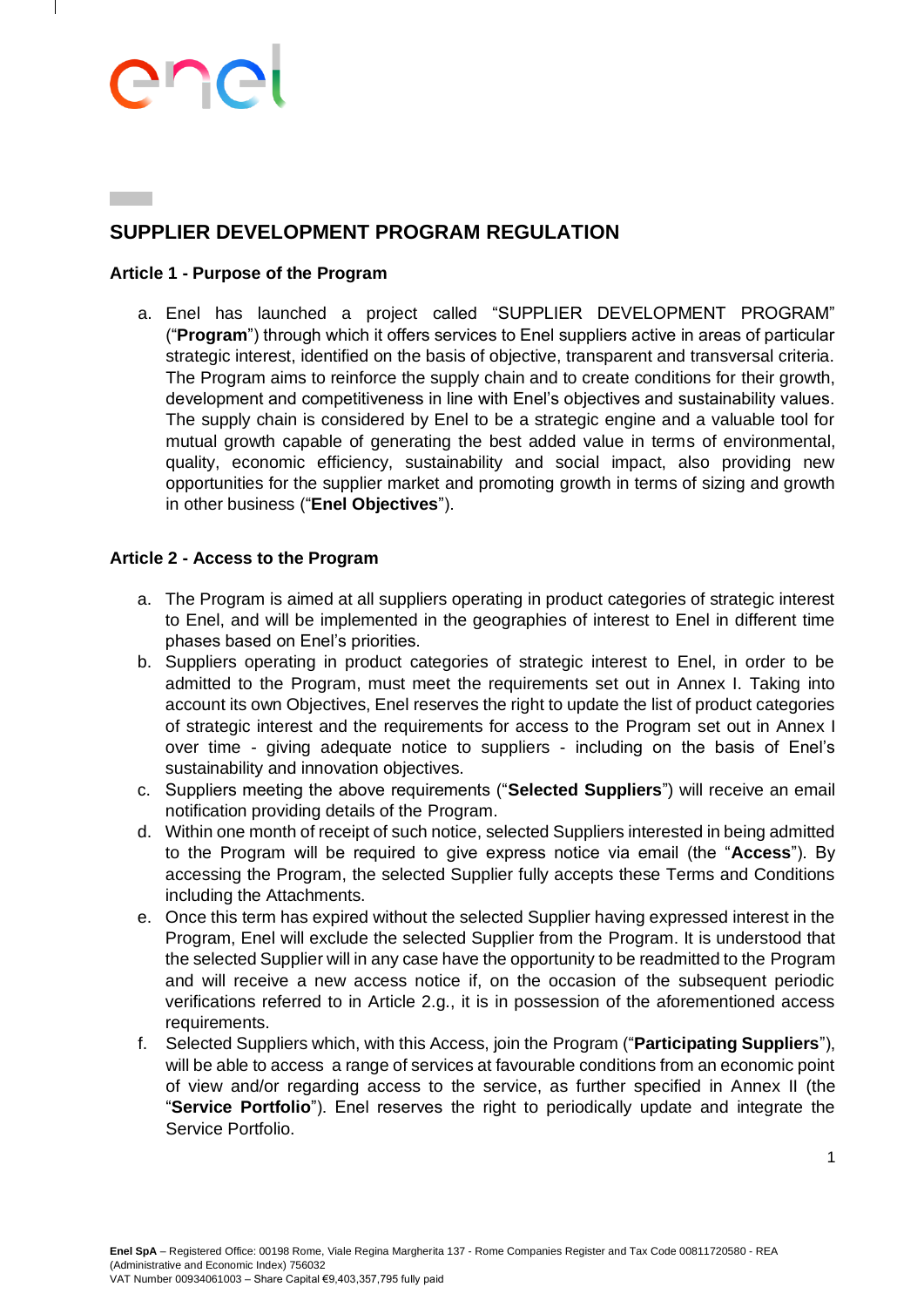# SUPPLIER DEVELOPMENT PROGRAM REGULATION

## Article 1 - Purpose of the Program

a. Enel has launched a project called "SUPPLIER DEVELOPMENT PROGRAM" ("**Program**") through which it offers services to Enel suppliers active in areas of particular strategic interest, identified on the basis of objective, transparent and transversal criteria. The Program aims to reinforce the supply chain and to create conditions for their growth, development and competitiveness in line with Enel's objectives and sustainability values. The supply chain is considered by Enel to be a strategic engine and a valuable tool for mutual growth capable of generating the best added value in terms of environmental, quality, economic efficiency, sustainability and social impact, also providing new opportunities for the supplier market and promoting growth in terms of sizing and growth in other business ("**Enel Objectives**").

## Article 2 - Access to the Program

a. The Program is aimed at all suppliers operating in product categories of strategic interest to Enel, and will be implemented in the geographies of interest to Enel in different time phases based on Enel's priorities.
b. Suppliers operating in product categories of strategic interest to Enel, in order to be admitted to the Program, must meet the requirements set out in Annex I. Taking into account its own Objectives, Enel reserves the right to update the list of product categories of strategic interest and the requirements for access to the Program set out in Annex I over time - giving adequate notice to suppliers - including on the basis of Enel's sustainability and innovation objectives.
c. Suppliers meeting the above requirements ("**Selected Suppliers**") will receive an email notification providing details of the Program.
d. Within one month of receipt of such notice, selected Suppliers interested in being admitted to the Program will be required to give express notice via email (the "**Access**"). By accessing the Program, the selected Supplier fully accepts these Terms and Conditions including the Attachments.
e. Once this term has expired without the selected Supplier having expressed interest in the Program, Enel will exclude the selected Supplier from the Program. It is understood that the selected Supplier will in any case have the opportunity to be readmitted to the Program and will receive a new access notice if, on the occasion of the subsequent periodic verifications referred to in Article 2.g., it is in possession of the aforementioned access requirements.
f. Selected Suppliers which, with this Access, join the Program ("**Participating Suppliers**"), will be able to access a range of services at favourable conditions from an economic point of view and/or regarding access to the service, as further specified in Annex II (the "**Service Portfolio**"). Enel reserves the right to periodically update and integrate the Service Portfolio.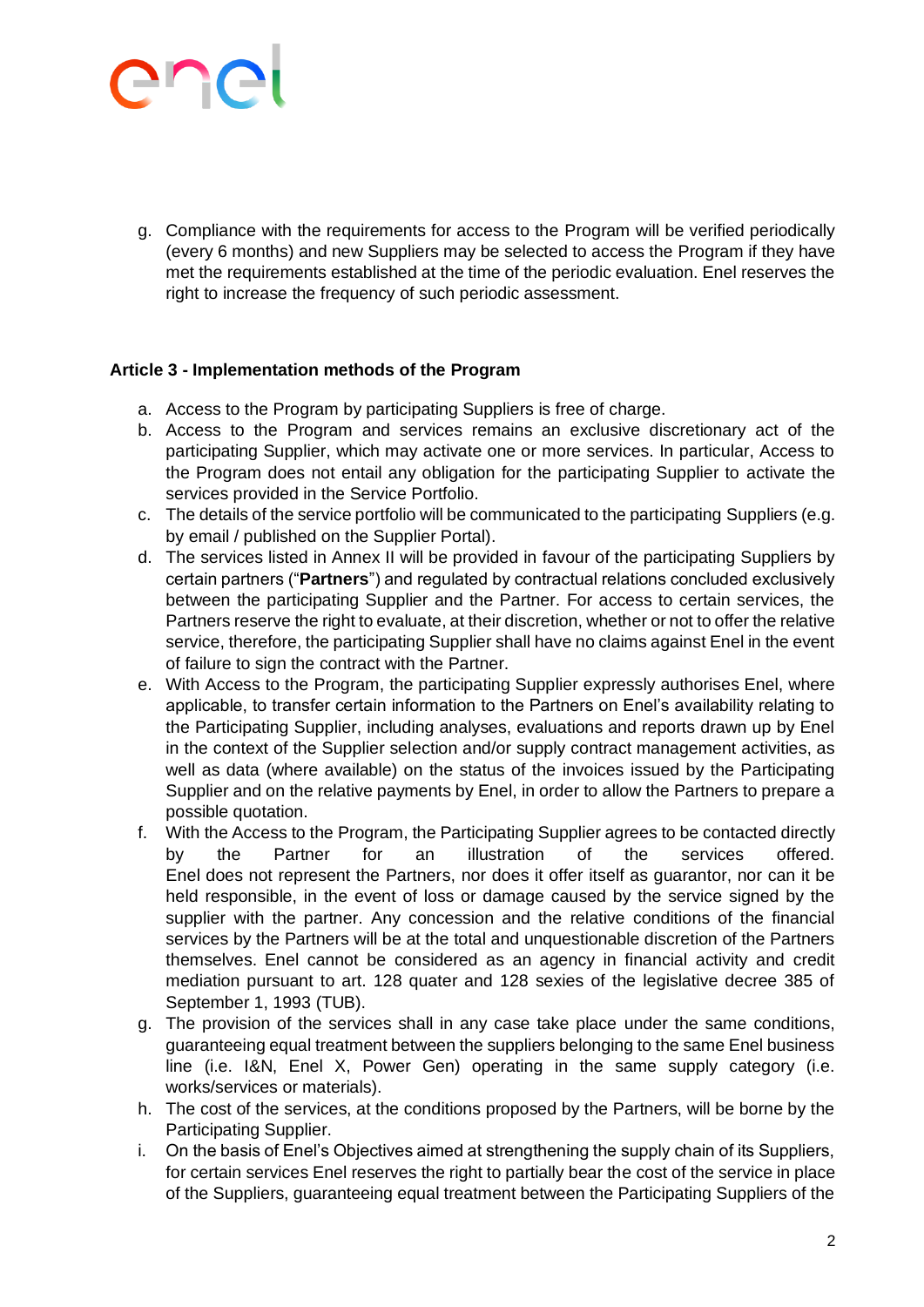g. Compliance with the requirements for access to the Program will be verified periodically (every 6 months) and new Suppliers may be selected to access the Program if they have met the requirements established at the time of the periodic evaluation. Enel reserves the right to increase the frequency of such periodic assessment.

**Article 3 - Implementation methods of the Program**

a. Access to the Program by participating Suppliers is free of charge.
b. Access to the Program and services remains an exclusive discretionary act of the participating Supplier, which may activate one or more services. In particular, Access to the Program does not entail any obligation for the participating Supplier to activate the services provided in the Service Portfolio.
c. The details of the service portfolio will be communicated to the participating Suppliers (e.g. by email / published on the Supplier Portal).
d. The services listed in Annex II will be provided in favour of the participating Suppliers by certain partners ("**Partners**") and regulated by contractual relations concluded exclusively between the participating Supplier and the Partner. For access to certain services, the Partners reserve the right to evaluate, at their discretion, whether or not to offer the relative service, therefore, the participating Supplier shall have no claims against Enel in the event of failure to sign the contract with the Partner.
e. With Access to the Program, the participating Supplier expressly authorises Enel, where applicable, to transfer certain information to the Partners on Enel's availability relating to the Participating Supplier, including analyses, evaluations and reports drawn up by Enel in the context of the Supplier selection and/or supply contract management activities, as well as data (where available) on the status of the invoices issued by the Participating Supplier and on the relative payments by Enel, in order to allow the Partners to prepare a possible quotation.
f. With the Access to the Program, the Participating Supplier agrees to be contacted directly by the Partner for an illustration of the services offered. Enel does not represent the Partners, nor does it offer itself as guarantor, nor can it be held responsible, in the event of loss or damage caused by the service signed by the supplier with the partner. Any concession and the relative conditions of the financial services by the Partners will be at the total and unquestionable discretion of the Partners themselves. Enel cannot be considered as an agency in financial activity and credit mediation pursuant to art. 128 quater and 128 sexies of the legislative decree 385 of September 1, 1993 (TUB).
g. The provision of the services shall in any case take place under the same conditions, guaranteeing equal treatment between the suppliers belonging to the same Enel business line (i.e. I&N, Enel X, Power Gen) operating in the same supply category (i.e. works/services or materials).
h. The cost of the services, at the conditions proposed by the Partners, will be borne by the Participating Supplier.
i. On the basis of Enel's Objectives aimed at strengthening the supply chain of its Suppliers, for certain services Enel reserves the right to partially bear the cost of the service in place of the Suppliers, guaranteeing equal treatment between the Participating Suppliers of the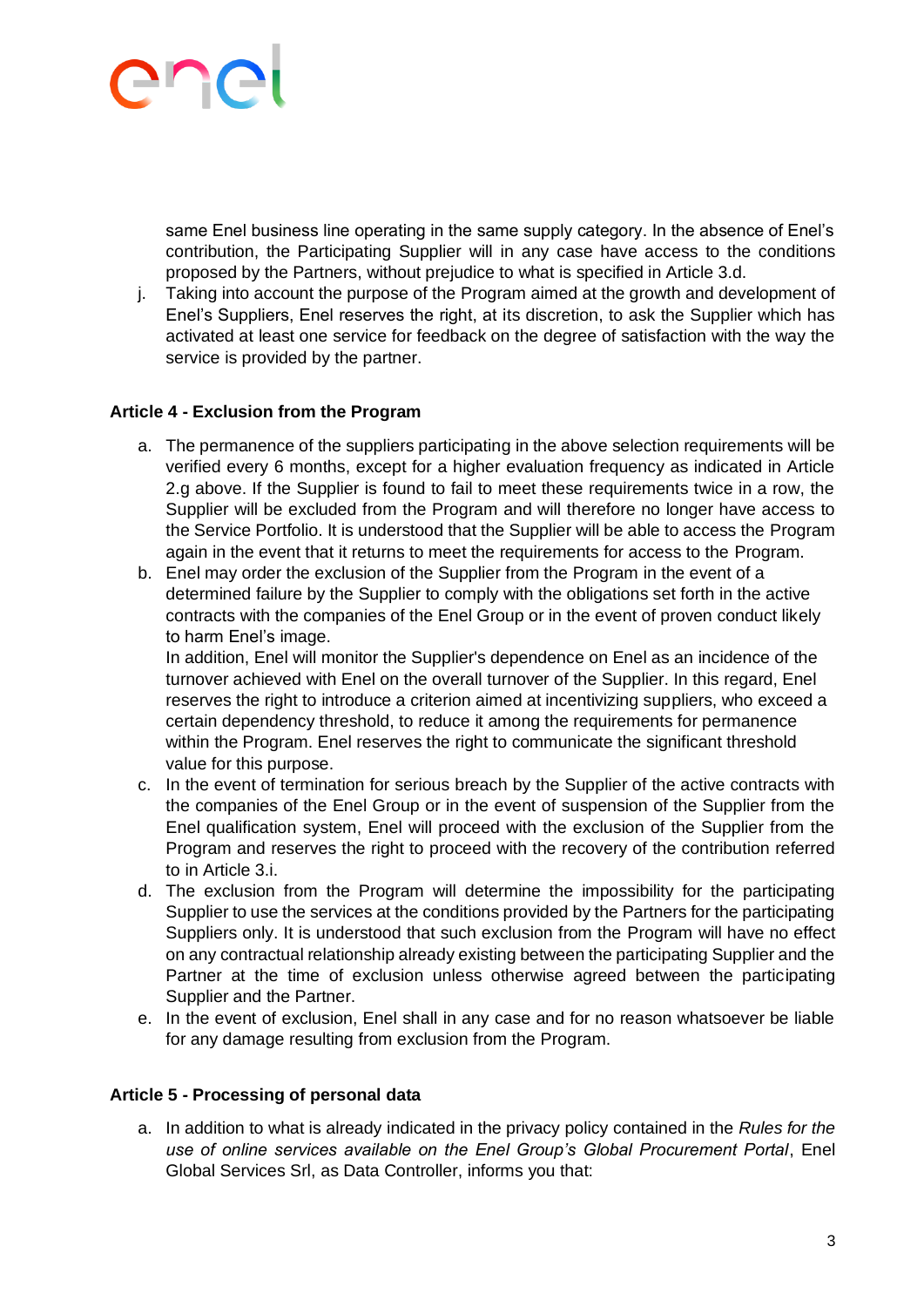same Enel business line operating in the same supply category. In the absence of Enel's contribution, the Participating Supplier will in any case have access to the conditions proposed by the Partners, without prejudice to what is specified in Article 3.d.

j. Taking into account the purpose of the Program aimed at the growth and development of Enel's Suppliers, Enel reserves the right, at its discretion, to ask the Supplier which has activated at least one service for feedback on the degree of satisfaction with the way the service is provided by the partner.

### Article 4 - Exclusion from the Program

a. The permanence of the suppliers participating in the above selection requirements will be verified every 6 months, except for a higher evaluation frequency as indicated in Article 2.g above. If the Supplier is found to fail to meet these requirements twice in a row, the Supplier will be excluded from the Program and will therefore no longer have access to the Service Portfolio. It is understood that the Supplier will be able to access the Program again in the event that it returns to meet the requirements for access to the Program.

b. Enel may order the exclusion of the Supplier from the Program in the event of a determined failure by the Supplier to comply with the obligations set forth in the active contracts with the companies of the Enel Group or in the event of proven conduct likely to harm Enel's image.
   In addition, Enel will monitor the Supplier's dependence on Enel as an incidence of the turnover achieved with Enel on the overall turnover of the Supplier. In this regard, Enel reserves the right to introduce a criterion aimed at incentivizing suppliers, who exceed a certain dependency threshold, to reduce it among the requirements for permanence within the Program. Enel reserves the right to communicate the significant threshold value for this purpose.

c. In the event of termination for serious breach by the Supplier of the active contracts with the companies of the Enel Group or in the event of suspension of the Supplier from the Enel qualification system, Enel will proceed with the exclusion of the Supplier from the Program and reserves the right to proceed with the recovery of the contribution referred to in Article 3.i.

d. The exclusion from the Program will determine the impossibility for the participating Supplier to use the services at the conditions provided by the Partners for the participating Suppliers only. It is understood that such exclusion from the Program will have no effect on any contractual relationship already existing between the participating Supplier and the Partner at the time of exclusion unless otherwise agreed between the participating Supplier and the Partner.

e. In the event of exclusion, Enel shall in any case and for no reason whatsoever be liable for any damage resulting from exclusion from the Program.

### Article 5 - Processing of personal data

a. In addition to what is already indicated in the privacy policy contained in the *Rules for the use of online services available on the Enel Group's Global Procurement Portal*, Enel Global Services Srl, as Data Controller, informs you that: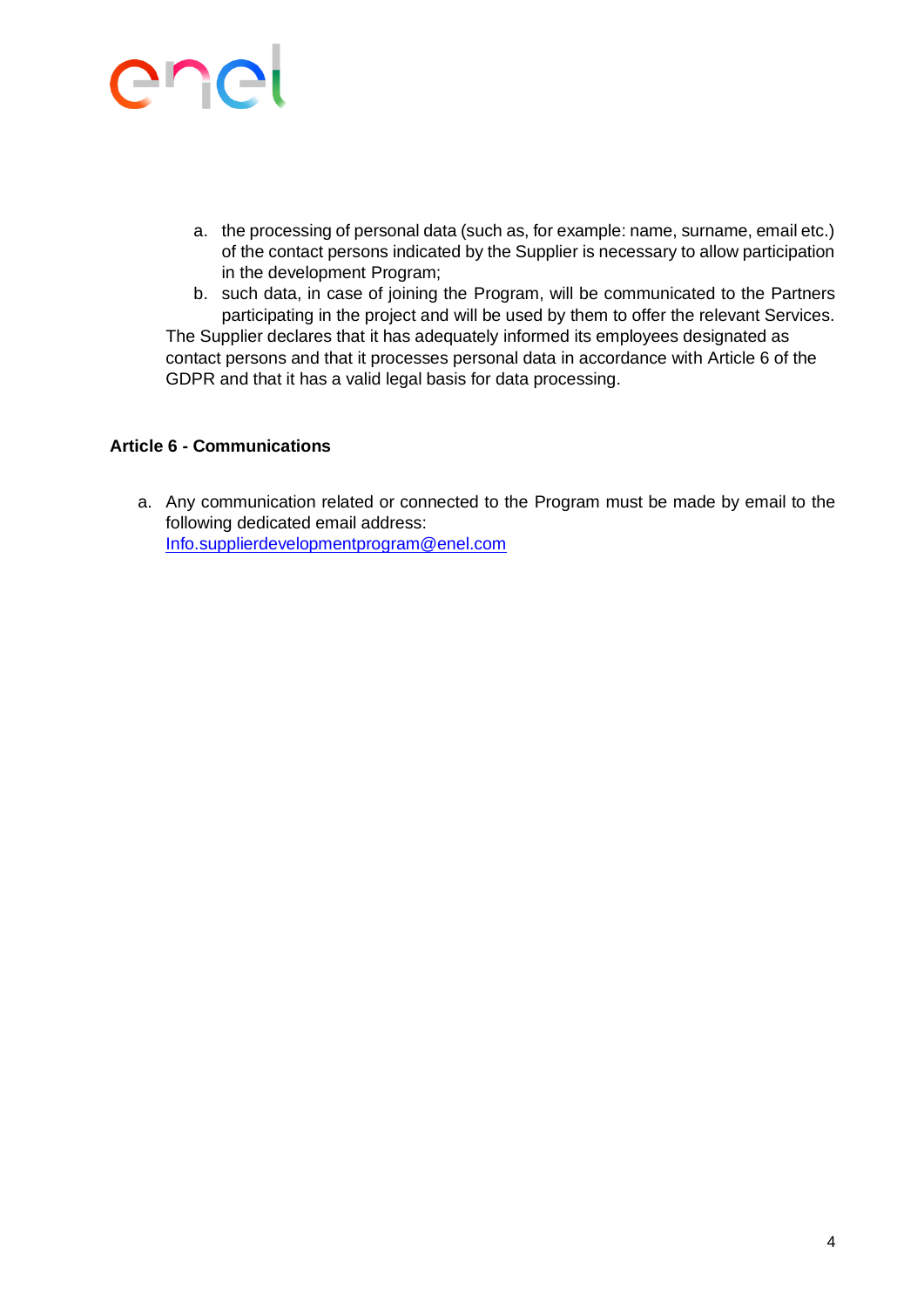a. the processing of personal data (such as, for example: name, surname, email etc.) of the contact persons indicated by the Supplier is necessary to allow participation in the development Program;
b. such data, in case of joining the Program, will be communicated to the Partners participating in the project and will be used by them to offer the relevant Services.

The Supplier declares that it has adequately informed its employees designated as contact persons and that it processes personal data in accordance with Article 6 of the GDPR and that it has a valid legal basis for data processing.

**Article 6 - Communications**

a. Any communication related or connected to the Program must be made by email to the following dedicated email address: Info.supplierdevelopmentprogram@enel.com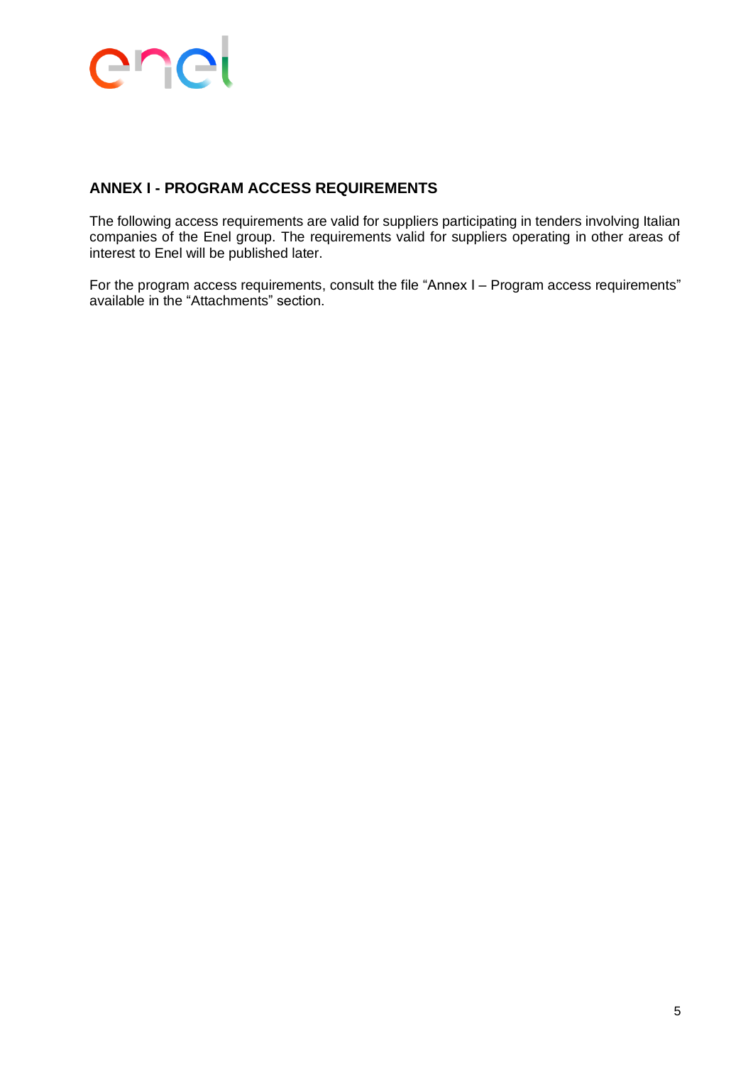## ANNEX I - PROGRAM ACCESS REQUIREMENTS

The following access requirements are valid for suppliers participating in tenders involving Italian companies of the Enel group. The requirements valid for suppliers operating in other areas of interest to Enel will be published later.

For the program access requirements, consult the file “Annex I – Program access requirements” available in the “Attachments” section.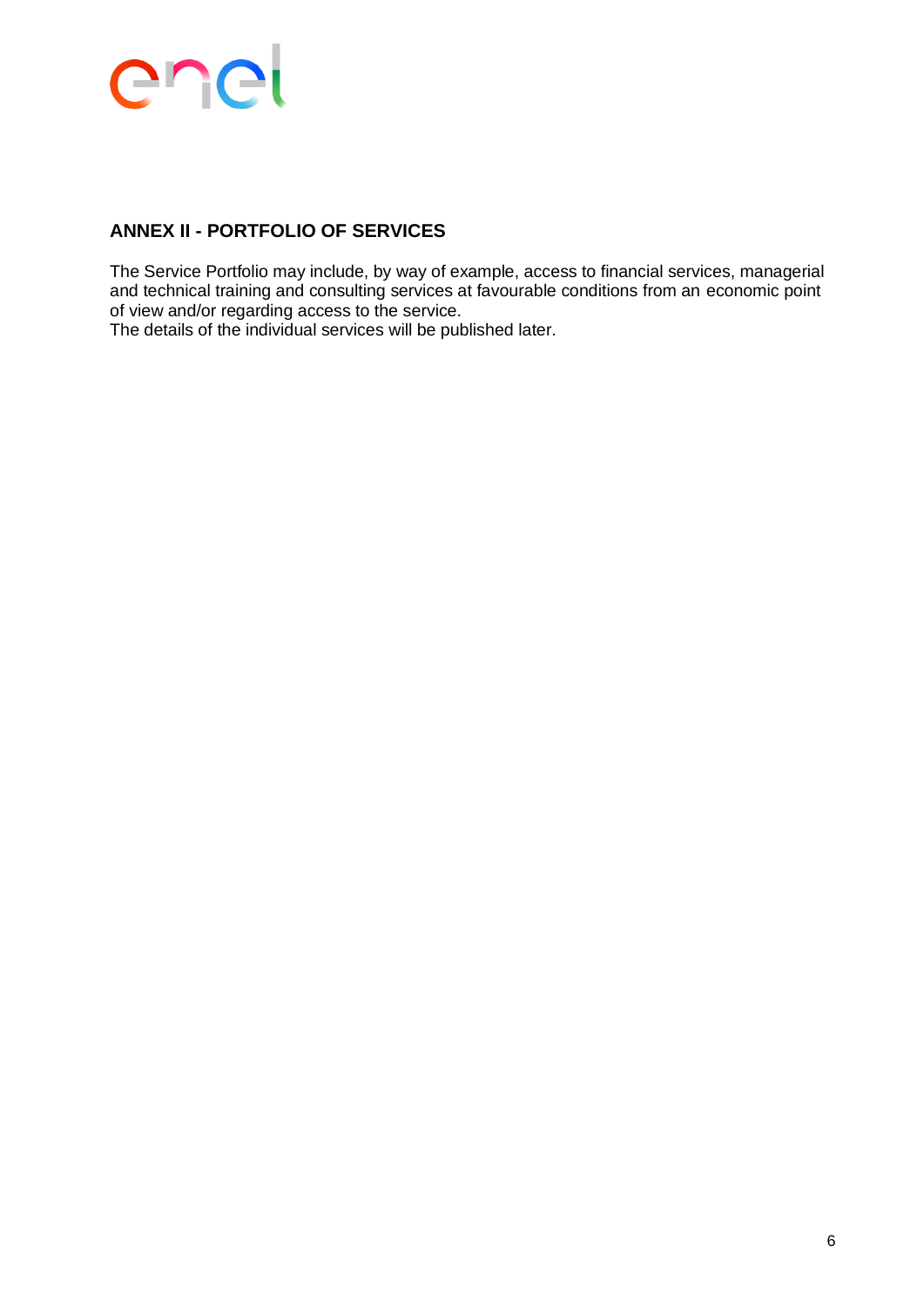## ANNEX II - PORTFOLIO OF SERVICES

The Service Portfolio may include, by way of example, access to financial services, managerial and technical training and consulting services at favourable conditions from an economic point of view and/or regarding access to the service.
The details of the individual services will be published later.